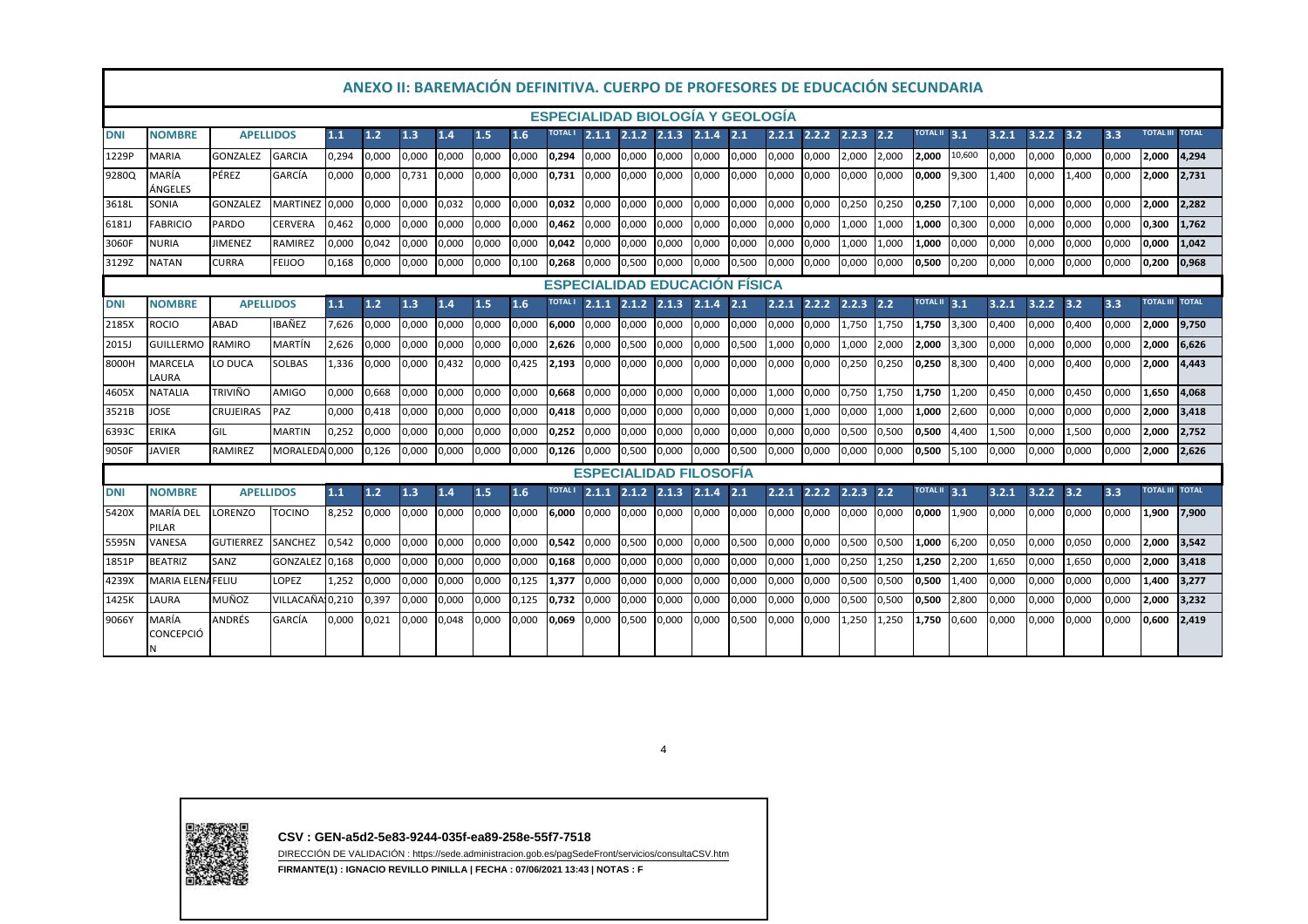# ANEXO II: BAREMACIÓN DEFINITIVA. CUERPO DE PROFESORES DE EDUCACIÓN SECUNDARIA

## ESPECIALIDAD BIOLOGÍA Y GEOLOGÍA

| DNI | NOMBRE | APELLIDOS | | 1.1 | 1.2 | 1.3 | 1.4 | 1.5 | 1.6 | TOTAL I | 2.1.1 | 2.1.2 | 2.1.3 | 2.1.4 | 2.1 | 2.2.1 | 2.2.2 | 2.2.3 | 2.2 | TOTAL II | 3.1 | 3.2.1 | 3.2.2 | 3.2 | 3.3 | TOTAL III | TOTAL |
|---|---|---|---|---|---|---|---|---|---|---|---|---|---|---|---|---|---|---|---|---|---|---|---|---|---|---|---|
| 1229P | MARIA | GONZALEZ | GARCIA | 0,294 | 0,000 | 0,000 | 0,000 | 0,000 | 0,000 | 0,294 | 0,000 | 0,000 | 0,000 | 0,000 | 0,000 | 0,000 | 0,000 | 2,000 | 2,000 | 2,000 | 10,600 | 0,000 | 0,000 | 0,000 | 0,000 | 2,000 | 4,294 |
| 9280Q | MARÍA ÁNGELES | PÉREZ | GARCÍA | 0,000 | 0,000 | 0,731 | 0,000 | 0,000 | 0,000 | 0,731 | 0,000 | 0,000 | 0,000 | 0,000 | 0,000 | 0,000 | 0,000 | 0,000 | 0,000 | 0,000 | 9,300 | 1,400 | 0,000 | 1,400 | 0,000 | 2,000 | 2,731 |
| 3618L | SONIA | GONZALEZ | MARTINEZ | 0,000 | 0,000 | 0,000 | 0,032 | 0,000 | 0,000 | 0,032 | 0,000 | 0,000 | 0,000 | 0,000 | 0,000 | 0,000 | 0,000 | 0,250 | 0,250 | 0,250 | 7,100 | 0,000 | 0,000 | 0,000 | 0,000 | 2,000 | 2,282 |
| 6181J | FABRICIO | PARDO | CERVERA | 0,462 | 0,000 | 0,000 | 0,000 | 0,000 | 0,000 | 0,462 | 0,000 | 0,000 | 0,000 | 0,000 | 0,000 | 0,000 | 0,000 | 1,000 | 1,000 | 1,000 | 0,300 | 0,000 | 0,000 | 0,000 | 0,000 | 0,300 | 1,762 |
| 3060F | NURIA | JIMENEZ | RAMIREZ | 0,000 | 0,042 | 0,000 | 0,000 | 0,000 | 0,000 | 0,042 | 0,000 | 0,000 | 0,000 | 0,000 | 0,000 | 0,000 | 0,000 | 1,000 | 1,000 | 1,000 | 0,000 | 0,000 | 0,000 | 0,000 | 0,000 | 0,000 | 1,042 |
| 3129Z | NATAN | CURRA | FEIJOO | 0,168 | 0,000 | 0,000 | 0,000 | 0,000 | 0,100 | 0,268 | 0,000 | 0,500 | 0,000 | 0,000 | 0,500 | 0,000 | 0,000 | 0,000 | 0,000 | 0,500 | 0,200 | 0,000 | 0,000 | 0,000 | 0,000 | 0,200 | 0,968 |

## ESPECIALIDAD EDUCACIÓN FÍSICA

| DNI | NOMBRE | APELLIDOS | | 1.1 | 1.2 | 1.3 | 1.4 | 1.5 | 1.6 | TOTAL I | 2.1.1 | 2.1.2 | 2.1.3 | 2.1.4 | 2.1 | 2.2.1 | 2.2.2 | 2.2.3 | 2.2 | TOTAL II | 3.1 | 3.2.1 | 3.2.2 | 3.2 | 3.3 | TOTAL III | TOTAL |
|---|---|---|---|---|---|---|---|---|---|---|---|---|---|---|---|---|---|---|---|---|---|---|---|---|---|---|---|
| 2185X | ROCIO | ABAD | IBAÑEZ | 7,626 | 0,000 | 0,000 | 0,000 | 0,000 | 0,000 | 6,000 | 0,000 | 0,000 | 0,000 | 0,000 | 0,000 | 0,000 | 0,000 | 1,750 | 1,750 | 1,750 | 3,300 | 0,400 | 0,000 | 0,400 | 0,000 | 2,000 | 9,750 |
| 2015J | GUILLERMO | RAMIRO | MARTÍN | 2,626 | 0,000 | 0,000 | 0,000 | 0,000 | 0,000 | 2,626 | 0,000 | 0,500 | 0,000 | 0,000 | 0,500 | 1,000 | 0,000 | 1,000 | 2,000 | 2,000 | 3,300 | 0,000 | 0,000 | 0,000 | 0,000 | 2,000 | 6,626 |
| 8000H | MARCELA LAURA | LO DUCA | SOLBAS | 1,336 | 0,000 | 0,000 | 0,432 | 0,000 | 0,425 | 2,193 | 0,000 | 0,000 | 0,000 | 0,000 | 0,000 | 0,000 | 0,000 | 0,250 | 0,250 | 0,250 | 8,300 | 0,400 | 0,000 | 0,400 | 0,000 | 2,000 | 4,443 |
| 4605X | NATALIA | TRIVIÑO | AMIGO | 0,000 | 0,668 | 0,000 | 0,000 | 0,000 | 0,000 | 0,668 | 0,000 | 0,000 | 0,000 | 0,000 | 0,000 | 1,000 | 0,000 | 0,750 | 1,750 | 1,750 | 1,200 | 0,450 | 0,000 | 0,450 | 0,000 | 1,650 | 4,068 |
| 3521B | JOSE | CRUJEIRAS | PAZ | 0,000 | 0,418 | 0,000 | 0,000 | 0,000 | 0,000 | 0,418 | 0,000 | 0,000 | 0,000 | 0,000 | 0,000 | 0,000 | 1,000 | 0,000 | 1,000 | 1,000 | 2,600 | 0,000 | 0,000 | 0,000 | 0,000 | 2,000 | 3,418 |
| 6393C | ERIKA | GIL | MARTIN | 0,252 | 0,000 | 0,000 | 0,000 | 0,000 | 0,000 | 0,252 | 0,000 | 0,000 | 0,000 | 0,000 | 0,000 | 0,000 | 0,000 | 0,500 | 0,500 | 0,500 | 4,400 | 1,500 | 0,000 | 1,500 | 0,000 | 2,000 | 2,752 |
| 9050F | JAVIER | RAMIREZ | MORALEDA | 0,000 | 0,126 | 0,000 | 0,000 | 0,000 | 0,000 | 0,126 | 0,000 | 0,500 | 0,000 | 0,000 | 0,500 | 0,000 | 0,000 | 0,000 | 0,000 | 0,500 | 5,100 | 0,000 | 0,000 | 0,000 | 0,000 | 2,000 | 2,626 |

## ESPECIALIDAD FILOSOFÍA

| DNI | NOMBRE | APELLIDOS | | 1.1 | 1.2 | 1.3 | 1.4 | 1.5 | 1.6 | TOTAL I | 2.1.1 | 2.1.2 | 2.1.3 | 2.1.4 | 2.1 | 2.2.1 | 2.2.2 | 2.2.3 | 2.2 | TOTAL II | 3.1 | 3.2.1 | 3.2.2 | 3.2 | 3.3 | TOTAL III | TOTAL |
|---|---|---|---|---|---|---|---|---|---|---|---|---|---|---|---|---|---|---|---|---|---|---|---|---|---|---|---|
| 5420X | MARÍA DEL PILAR | LORENZO | TOCINO | 8,252 | 0,000 | 0,000 | 0,000 | 0,000 | 0,000 | 6,000 | 0,000 | 0,000 | 0,000 | 0,000 | 0,000 | 0,000 | 0,000 | 0,000 | 0,000 | 0,000 | 1,900 | 0,000 | 0,000 | 0,000 | 0,000 | 1,900 | 7,900 |
| 5595N | VANESA | GUTIERREZ | SANCHEZ | 0,542 | 0,000 | 0,000 | 0,000 | 0,000 | 0,000 | 0,542 | 0,000 | 0,500 | 0,000 | 0,000 | 0,500 | 0,000 | 0,000 | 0,500 | 0,500 | 1,000 | 6,200 | 0,050 | 0,000 | 0,050 | 0,000 | 2,000 | 3,542 |
| 1851P | BEATRIZ | SANZ | GONZALEZ | 0,168 | 0,000 | 0,000 | 0,000 | 0,000 | 0,000 | 0,168 | 0,000 | 0,000 | 0,000 | 0,000 | 0,000 | 0,000 | 1,000 | 0,250 | 1,250 | 1,250 | 2,200 | 1,650 | 0,000 | 1,650 | 0,000 | 2,000 | 3,418 |
| 4239X | MARIA ELENA | FELIU | LOPEZ | 1,252 | 0,000 | 0,000 | 0,000 | 0,000 | 0,125 | 1,377 | 0,000 | 0,000 | 0,000 | 0,000 | 0,000 | 0,000 | 0,000 | 0,500 | 0,500 | 0,500 | 1,400 | 0,000 | 0,000 | 0,000 | 0,000 | 1,400 | 3,277 |
| 1425K | LAURA | MUÑOZ | VILLACAÑAS | 0,210 | 0,397 | 0,000 | 0,000 | 0,000 | 0,125 | 0,732 | 0,000 | 0,000 | 0,000 | 0,000 | 0,000 | 0,000 | 0,000 | 0,500 | 0,500 | 0,500 | 2,800 | 0,000 | 0,000 | 0,000 | 0,000 | 2,000 | 3,232 |
| 9066Y | MARÍA CONCEPCIÓN | ANDRÉS | GARCÍA | 0,000 | 0,021 | 0,000 | 0,048 | 0,000 | 0,000 | 0,069 | 0,000 | 0,500 | 0,000 | 0,000 | 0,500 | 0,000 | 0,000 | 1,250 | 1,250 | 1,750 | 0,600 | 0,000 | 0,000 | 0,000 | 0,000 | 0,600 | 2,419 |

**CSV : GEN-a5d2-5e83-9244-035f-ea89-258e-55f7-7518**

DIRECCIÓN DE VALIDACIÓN : https://sede.administracion.gob.es/pagSedeFront/servicios/consultaCSV.htm

**FIRMANTE(1) : IGNACIO REVILLO PINILLA | FECHA : 07/06/2021 13:43 | NOTAS : F**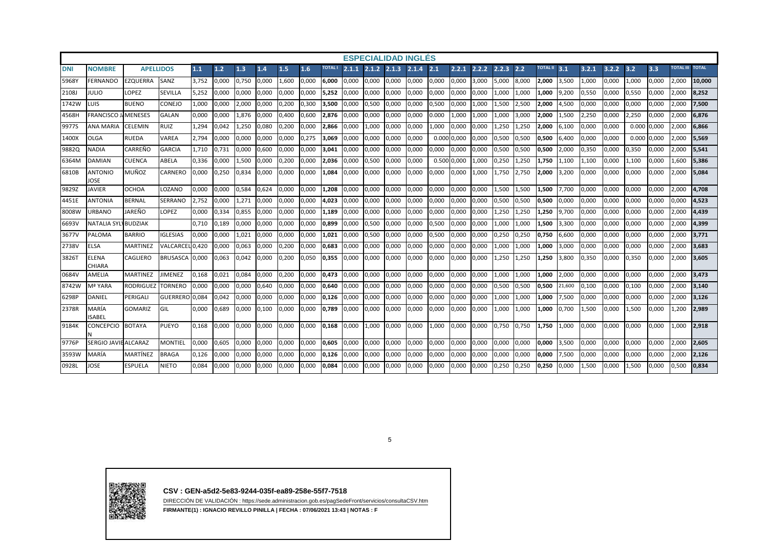## ESPECIALIDAD INGLÉS

| DNI | NOMBRE | APELLIDOS | | 1.1 | 1.2 | 1.3 | 1.4 | 1.5 | 1.6 | TOTAL I | 2.1.1 | 2.1.2 | 2.1.3 | 2.1.4 | 2.1 | 2.2.1 | 2.2.2 | 2.2.3 | 2.2 | TOTAL II | 3.1 | 3.2.1 | 3.2.2 | 3.2 | 3.3 | TOTAL III | TOTAL |
|---|---|---|---|---|---|---|---|---|---|---|---|---|---|---|---|---|---|---|---|---|---|---|---|---|---|---|---|
| 5968Y | FERNANDO | EZQUERRA | SANZ | 3,752 | 0,000 | 0,750 | 0,000 | 1,600 | 0,000 | **6,000** | 0,000 | 0,000 | 0,000 | 0,000 | 0,000 | 0,000 | 3,000 | 5,000 | 8,000 | **2,000** | 3,500 | 1,000 | 0,000 | 1,000 | 0,000 | 2,000 | **10,000** |
| 2108J | JULIO | LOPEZ | SEVILLA | 5,252 | 0,000 | 0,000 | 0,000 | 0,000 | 0,000 | **5,252** | 0,000 | 0,000 | 0,000 | 0,000 | 0,000 | 0,000 | 0,000 | 1,000 | 1,000 | **1,000** | 9,200 | 0,550 | 0,000 | 0,550 | 0,000 | 2,000 | **8,252** |
| 1742W | LUIS | BUENO | CONEJO | 1,000 | 0,000 | 2,000 | 0,000 | 0,200 | 0,300 | **3,500** | 0,000 | 0,500 | 0,000 | 0,000 | 0,500 | 0,000 | 1,000 | 1,500 | 2,500 | **2,000** | 4,500 | 0,000 | 0,000 | 0,000 | 0,000 | 2,000 | **7,500** |
| 4568H | FRANCISCO J. | MENESES | GALAN | 0,000 | 0,000 | 1,876 | 0,000 | 0,400 | 0,600 | **2,876** | 0,000 | 0,000 | 0,000 | 0,000 | 0.000 | 1,000 | 1,000 | 1,000 | 3,000 | **2,000** | 1,500 | 2,250 | 0,000 | 2,250 | 0,000 | 2,000 | **6,876** |
| 9977S | ANA MARIA | CELEMIN | RUIZ | 1,294 | 0,042 | 1,250 | 0,080 | 0,200 | 0,000 | **2,866** | 0,000 | 1,000 | 0,000 | 0,000 | 1,000 | 0,000 | 0,000 | 1,250 | 1,250 | **2,000** | 6,100 | 0,000 | 0,000 | 0.000 | 0,000 | 2,000 | **6,866** |
| 1400X | OLGA | RUEDA | VAREA | 2,794 | 0,000 | 0,000 | 0,000 | 0,000 | 0,275 | **3,069** | 0,000 | 0,000 | 0,000 | 0,000 | 0.000 | 0,000 | 0,000 | 0,500 | 0,500 | **0,500** | 6,400 | 0,000 | 0,000 | 0.000 | 0,000 | 2,000 | **5,569** |
| 9882Q | NADIA | CARREÑO | GARCIA | 1,710 | 0,731 | 0,000 | 0,600 | 0,000 | 0,000 | **3,041** | 0,000 | 0,000 | 0,000 | 0,000 | 0,000 | 0,000 | 0,000 | 0,500 | 0,500 | **0,500** | 2,000 | 0,350 | 0,000 | 0,350 | 0,000 | 2,000 | **5,541** |
| 6364M | DAMIAN | CUENCA | ABELA | 0,336 | 0,000 | 1,500 | 0,000 | 0,200 | 0,000 | **2,036** | 0,000 | 0,500 | 0,000 | 0,000 | 0.500 | 0,000 | 1,000 | 0,250 | 1,250 | **1,750** | 1,100 | 1,100 | 0,000 | 1,100 | 0,000 | 1,600 | **5,386** |
| 6810B | ANTONIO JOSE | MUÑOZ | CARNERO | 0,000 | 0,250 | 0,834 | 0,000 | 0,000 | 0,000 | **1,084** | 0,000 | 0,000 | 0,000 | 0,000 | 0,000 | 0,000 | 1,000 | 1,750 | 2,750 | **2,000** | 3,200 | 0,000 | 0,000 | 0,000 | 0,000 | 2,000 | **5,084** |
| 9829Z | JAVIER | OCHOA | LOZANO | 0,000 | 0,000 | 0,584 | 0,624 | 0,000 | 0,000 | **1,208** | 0,000 | 0,000 | 0,000 | 0,000 | 0,000 | 0,000 | 0,000 | 1,500 | 1,500 | **1,500** | 7,700 | 0,000 | 0,000 | 0,000 | 0,000 | 2,000 | **4,708** |
| 4451E | ANTONIA | BERNAL | SERRANO | 2,752 | 0,000 | 1,271 | 0,000 | 0,000 | 0,000 | **4,023** | 0,000 | 0,000 | 0,000 | 0,000 | 0,000 | 0,000 | 0,000 | 0,500 | 0,500 | **0,500** | 0,000 | 0,000 | 0,000 | 0,000 | 0,000 | 0,000 | **4,523** |
| 8008W | URBANO | JAREÑO | LOPEZ | 0,000 | 0,334 | 0,855 | 0,000 | 0,000 | 0,000 | **1,189** | 0,000 | 0,000 | 0,000 | 0,000 | 0,000 | 0,000 | 0,000 | 1,250 | 1,250 | **1,250** | 9,700 | 0,000 | 0,000 | 0,000 | 0,000 | 2,000 | **4,439** |
| 6693V | NATALIA SYLV | BUDZIAK | | 0,710 | 0,189 | 0,000 | 0,000 | 0,000 | 0,000 | **0,899** | 0,000 | 0,500 | 0,000 | 0,000 | 0,500 | 0,000 | 0,000 | 1,000 | 1,000 | **1,500** | 3,300 | 0,000 | 0,000 | 0,000 | 0,000 | 2,000 | **4,399** |
| 3677V | PALOMA | BARRIO | IGLESIAS | 0,000 | 0,000 | 1,021 | 0,000 | 0,000 | 0,000 | **1,021** | 0,000 | 0,500 | 0,000 | 0,000 | 0,500 | 0,000 | 0,000 | 0,250 | 0,250 | **0,750** | 6,600 | 0,000 | 0,000 | 0,000 | 0,000 | 2,000 | **3,771** |
| 2738V | ELSA | MARTINEZ | VALCARCEL | 0,420 | 0,000 | 0,063 | 0,000 | 0,200 | 0,000 | **0,683** | 0,000 | 0,000 | 0,000 | 0,000 | 0,000 | 0,000 | 0,000 | 1,000 | 1,000 | **1,000** | 3,000 | 0,000 | 0,000 | 0,000 | 0,000 | 2,000 | **3,683** |
| 3826T | ELENA CHIARA | CAGLIERO | BRUSASCA | 0,000 | 0,063 | 0,042 | 0,000 | 0,200 | 0,050 | **0,355** | 0,000 | 0,000 | 0,000 | 0,000 | 0,000 | 0,000 | 0,000 | 1,250 | 1,250 | **1,250** | 3,800 | 0,350 | 0,000 | 0,350 | 0,000 | 2,000 | **3,605** |
| 0684V | AMELIA | MARTINEZ | JIMENEZ | 0,168 | 0,021 | 0,084 | 0,000 | 0,200 | 0,000 | **0,473** | 0,000 | 0,000 | 0,000 | 0,000 | 0,000 | 0,000 | 0,000 | 1,000 | 1,000 | **1,000** | 2,000 | 0,000 | 0,000 | 0,000 | 0,000 | 2,000 | **3,473** |
| 8742W | Mª YARA | RODRIGUEZ | TORNERO | 0,000 | 0,000 | 0,000 | 0,640 | 0,000 | 0,000 | **0,640** | 0,000 | 0,000 | 0,000 | 0,000 | 0,000 | 0,000 | 0,000 | 0,500 | 0,500 | **0,500** | 21,600 | 0,100 | 0,000 | 0,100 | 0,000 | 2,000 | **3,140** |
| 6298P | DANIEL | PERIGALI | GUERRERO | 0,084 | 0,042 | 0,000 | 0,000 | 0,000 | 0,000 | **0,126** | 0,000 | 0,000 | 0,000 | 0,000 | 0,000 | 0,000 | 0,000 | 1,000 | 1,000 | **1,000** | 7,500 | 0,000 | 0,000 | 0,000 | 0,000 | 2,000 | **3,126** |
| 2378R | MARÍA ISABEL | GOMARIZ | GIL | 0,000 | 0,689 | 0,000 | 0,100 | 0,000 | 0,000 | **0,789** | 0,000 | 0,000 | 0,000 | 0,000 | 0,000 | 0,000 | 0,000 | 1,000 | 1,000 | **1,000** | 0,700 | 1,500 | 0,000 | 1,500 | 0,000 | 1,200 | **2,989** |
| 9184K | CONCEPCION | BOTAYA | PUEYO | 0,168 | 0,000 | 0,000 | 0,000 | 0,000 | 0,000 | **0,168** | 0,000 | 1,000 | 0,000 | 0,000 | 1,000 | 0,000 | 0,000 | 0,750 | 0,750 | **1,750** | 1,000 | 0,000 | 0,000 | 0,000 | 0,000 | 1,000 | **2,918** |
| 9776P | SERGIO JAVIE | ALCARAZ | MONTIEL | 0,000 | 0,605 | 0,000 | 0,000 | 0,000 | 0,000 | **0,605** | 0,000 | 0,000 | 0,000 | 0,000 | 0,000 | 0,000 | 0,000 | 0,000 | 0,000 | **0,000** | 3,500 | 0,000 | 0,000 | 0,000 | 0,000 | 2,000 | **2,605** |
| 3593W | MARÍA | MARTÍNEZ | BRAGA | 0,126 | 0,000 | 0,000 | 0,000 | 0,000 | 0,000 | **0,126** | 0,000 | 0,000 | 0,000 | 0,000 | 0,000 | 0,000 | 0,000 | 0,000 | 0,000 | **0,000** | 7,500 | 0,000 | 0,000 | 0,000 | 0,000 | 2,000 | **2,126** |
| 0928L | JOSE | ESPUELA | NIETO | 0,084 | 0,000 | 0,000 | 0,000 | 0,000 | 0,000 | **0,084** | 0,000 | 0,000 | 0,000 | 0,000 | 0,000 | 0,000 | 0,000 | 0,250 | 0,250 | **0,250** | 0,000 | 1,500 | 0,000 | 1,500 | 0,000 | 0,500 | **0,834** |

**CSV : GEN-a5d2-5e83-9244-035f-ea89-258e-55f7-7518**

DIRECCIÓN DE VALIDACIÓN : https://sede.administracion.gob.es/pagSedeFront/servicios/consultaCSV.htm

**FIRMANTE(1) : IGNACIO REVILLO PINILLA | FECHA : 07/06/2021 13:43 | NOTAS : F**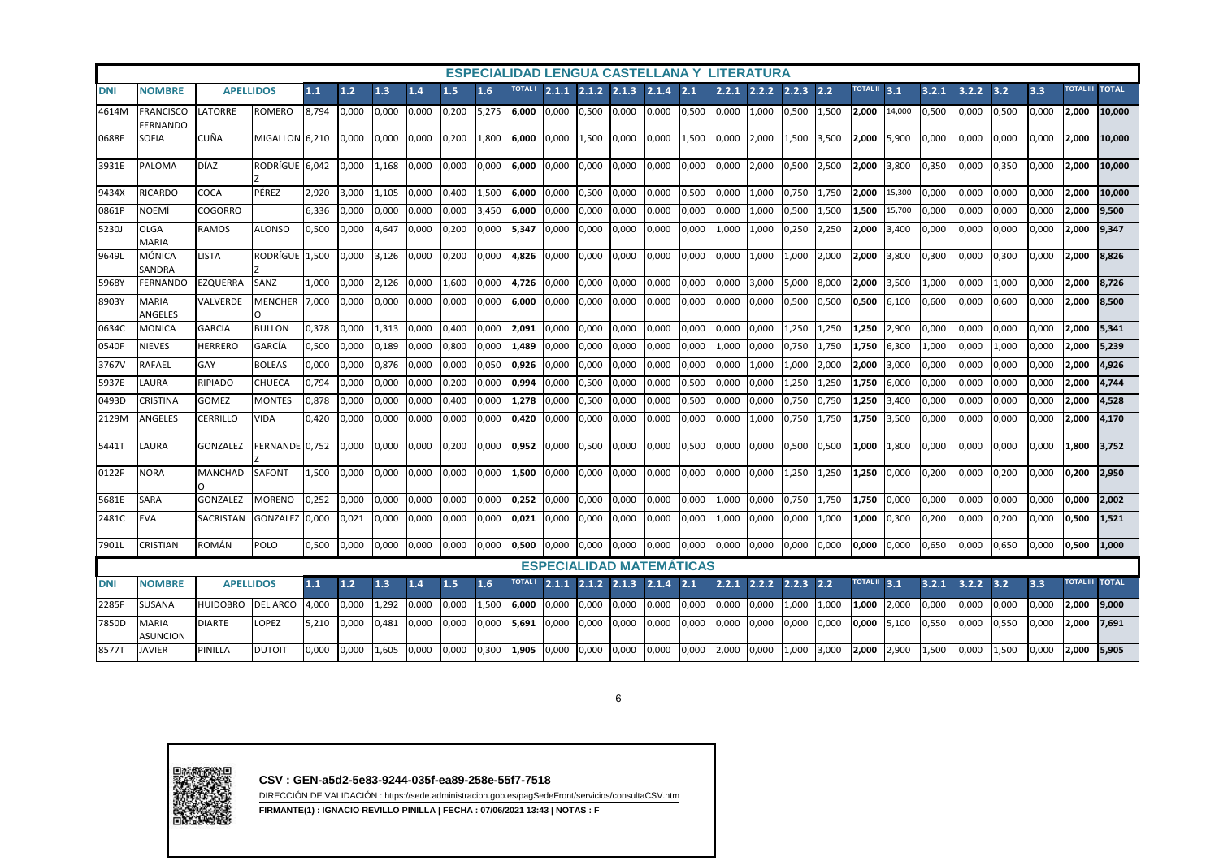## ESPECIALIDAD LENGUA CASTELLANA Y LITERATURA

| DNI | NOMBRE | APELLIDOS | | 1.1 | 1.2 | 1.3 | 1.4 | 1.5 | 1.6 | TOTAL I | 2.1.1 | 2.1.2 | 2.1.3 | 2.1.4 | 2.1 | 2.2.1 | 2.2.2 | 2.2.3 | 2.2 | TOTAL II | 3.1 | 3.2.1 | 3.2.2 | 3.2 | 3.3 | TOTAL III | TOTAL |
|---|---|---|---|---|---|---|---|---|---|---|---|---|---|---|---|---|---|---|---|---|---|---|---|---|---|---|---|
| 4614M | FRANCISCO FERNANDO | LATORRE | ROMERO | 8,794 | 0,000 | 0,000 | 0,000 | 0,200 | 5,275 | **6,000** | 0,000 | 0,500 | 0,000 | 0,000 | 0,500 | 0,000 | 1,000 | 0,500 | 1,500 | **2,000** | 14,000 | 0,500 | 0,000 | 0,500 | 0,000 | **2,000** | **10,000** |
| 0688E | SOFIA | CUÑA | MIGALLON | 6,210 | 0,000 | 0,000 | 0,000 | 0,200 | 1,800 | **6,000** | 0,000 | 1,500 | 0,000 | 0,000 | 1,500 | 0,000 | 2,000 | 1,500 | 3,500 | **2,000** | 5,900 | 0,000 | 0,000 | 0,000 | 0,000 | **2,000** | **10,000** |
| 3931E | PALOMA | DÍAZ | RODRÍGUEZ | 6,042 | 0,000 | 1,168 | 0,000 | 0,000 | 0,000 | **6,000** | 0,000 | 0,000 | 0,000 | 0,000 | 0,000 | 0,000 | 2,000 | 0,500 | 2,500 | **2,000** | 3,800 | 0,350 | 0,000 | 0,350 | 0,000 | **2,000** | **10,000** |
| 9434X | RICARDO | COCA | PÉREZ | 2,920 | 3,000 | 1,105 | 0,000 | 0,400 | 1,500 | **6,000** | 0,000 | 0,500 | 0,000 | 0,000 | 0,500 | 0,000 | 1,000 | 0,750 | 1,750 | **2,000** | 15,300 | 0,000 | 0,000 | 0,000 | 0,000 | **2,000** | **10,000** |
| 0861P | NOEMÍ | COGORRO | | 6,336 | 0,000 | 0,000 | 0,000 | 0,000 | 3,450 | **6,000** | 0,000 | 0,000 | 0,000 | 0,000 | 0,000 | 0,000 | 1,000 | 0,500 | 1,500 | **1,500** | 15,700 | 0,000 | 0,000 | 0,000 | 0,000 | **2,000** | **9,500** |
| 5230J | OLGA MARIA | RAMOS | ALONSO | 0,500 | 0,000 | 4,647 | 0,000 | 0,200 | 0,000 | **5,347** | 0,000 | 0,000 | 0,000 | 0,000 | 0,000 | 1,000 | 1,000 | 0,250 | 2,250 | **2,000** | 3,400 | 0,000 | 0,000 | 0,000 | 0,000 | **2,000** | **9,347** |
| 9649L | MÓNICA SANDRA | LISTA | RODRÍGUEZ | 1,500 | 0,000 | 3,126 | 0,000 | 0,200 | 0,000 | **4,826** | 0,000 | 0,000 | 0,000 | 0,000 | 0,000 | 0,000 | 1,000 | 1,000 | 2,000 | **2,000** | 3,800 | 0,300 | 0,000 | 0,300 | 0,000 | **2,000** | **8,826** |
| 5968Y | FERNANDO | EZQUERRA | SANZ | 1,000 | 0,000 | 2,126 | 0,000 | 1,600 | 0,000 | **4,726** | 0,000 | 0,000 | 0,000 | 0,000 | 0,000 | 0,000 | 3,000 | 5,000 | 8,000 | **2,000** | 3,500 | 1,000 | 0,000 | 1,000 | 0,000 | **2,000** | **8,726** |
| 8903Y | MARIA ANGELES | VALVERDE | MENCHERO | 7,000 | 0,000 | 0,000 | 0,000 | 0,000 | 0,000 | **6,000** | 0,000 | 0,000 | 0,000 | 0,000 | 0,000 | 0,000 | 0,000 | 0,500 | 0,500 | **0,500** | 6,100 | 0,600 | 0,000 | 0,600 | 0,000 | **2,000** | **8,500** |
| 0634C | MONICA | GARCIA | BULLON | 0,378 | 0,000 | 1,313 | 0,000 | 0,400 | 0,000 | **2,091** | 0,000 | 0,000 | 0,000 | 0,000 | 0,000 | 0,000 | 0,000 | 1,250 | 1,250 | **1,250** | 2,900 | 0,000 | 0,000 | 0,000 | 0,000 | **2,000** | **5,341** |
| 0540F | NIEVES | HERRERO | GARCÍA | 0,500 | 0,000 | 0,189 | 0,000 | 0,800 | 0,000 | **1,489** | 0,000 | 0,000 | 0,000 | 0,000 | 0,000 | 1,000 | 0,000 | 0,750 | 1,750 | **1,750** | 6,300 | 1,000 | 0,000 | 1,000 | 0,000 | **2,000** | **5,239** |
| 3767V | RAFAEL | GAY | BOLEAS | 0,000 | 0,000 | 0,876 | 0,000 | 0,000 | 0,050 | **0,926** | 0,000 | 0,000 | 0,000 | 0,000 | 0,000 | 0,000 | 1,000 | 1,000 | 2,000 | **2,000** | 3,000 | 0,000 | 0,000 | 0,000 | 0,000 | **2,000** | **4,926** |
| 5937E | LAURA | RIPIADO | CHUECA | 0,794 | 0,000 | 0,000 | 0,000 | 0,200 | 0,000 | **0,994** | 0,000 | 0,500 | 0,000 | 0,000 | 0,500 | 0,000 | 0,000 | 1,250 | 1,250 | **1,750** | 6,000 | 0,000 | 0,000 | 0,000 | 0,000 | **2,000** | **4,744** |
| 0493D | CRISTINA | GOMEZ | MONTES | 0,878 | 0,000 | 0,000 | 0,000 | 0,400 | 0,000 | **1,278** | 0,000 | 0,500 | 0,000 | 0,000 | 0,500 | 0,000 | 0,000 | 0,750 | 0,750 | **1,250** | 3,400 | 0,000 | 0,000 | 0,000 | 0,000 | **2,000** | **4,528** |
| 2129M | ANGELES | CERRILLO | VIDA | 0,420 | 0,000 | 0,000 | 0,000 | 0,000 | 0,000 | **0,420** | 0,000 | 0,000 | 0,000 | 0,000 | 0,000 | 0,000 | 1,000 | 0,750 | 1,750 | **1,750** | 3,500 | 0,000 | 0,000 | 0,000 | 0,000 | **2,000** | **4,170** |
| 5441T | LAURA | GONZALEZ | FERNANDEZ | 0,752 | 0,000 | 0,000 | 0,000 | 0,200 | 0,000 | **0,952** | 0,000 | 0,500 | 0,000 | 0,000 | 0,500 | 0,000 | 0,000 | 0,500 | 0,500 | **1,000** | 1,800 | 0,000 | 0,000 | 0,000 | 0,000 | **1,800** | **3,752** |
| 0122F | NORA | MANCHADO | SAFONT | 1,500 | 0,000 | 0,000 | 0,000 | 0,000 | 0,000 | **1,500** | 0,000 | 0,000 | 0,000 | 0,000 | 0,000 | 0,000 | 0,000 | 1,250 | 1,250 | **1,250** | 0,000 | 0,200 | 0,000 | 0,200 | 0,000 | **0,200** | **2,950** |
| 5681E | SARA | GONZALEZ | MORENO | 0,252 | 0,000 | 0,000 | 0,000 | 0,000 | 0,000 | **0,252** | 0,000 | 0,000 | 0,000 | 0,000 | 0,000 | 1,000 | 0,000 | 0,750 | 1,750 | **1,750** | 0,000 | 0,000 | 0,000 | 0,000 | 0,000 | **0,000** | **2,002** |
| 2481C | EVA | SACRISTAN | GONZALEZ | 0,000 | 0,021 | 0,000 | 0,000 | 0,000 | 0,000 | **0,021** | 0,000 | 0,000 | 0,000 | 0,000 | 0,000 | 1,000 | 0,000 | 0,000 | 1,000 | **1,000** | 0,300 | 0,200 | 0,000 | 0,200 | 0,000 | **0,500** | **1,521** |
| 7901L | CRISTIAN | ROMÁN | POLO | 0,500 | 0,000 | 0,000 | 0,000 | 0,000 | 0,000 | **0,500** | 0,000 | 0,000 | 0,000 | 0,000 | 0,000 | 0,000 | 0,000 | 0,000 | 0,000 | **0,000** | 0,000 | 0,650 | 0,000 | 0,650 | 0,000 | **0,500** | **1,000** |

## ESPECIALIDAD MATEMÁTICAS

| DNI | NOMBRE | APELLIDOS | | 1.1 | 1.2 | 1.3 | 1.4 | 1.5 | 1.6 | TOTAL I | 2.1.1 | 2.1.2 | 2.1.3 | 2.1.4 | 2.1 | 2.2.1 | 2.2.2 | 2.2.3 | 2.2 | TOTAL II | 3.1 | 3.2.1 | 3.2.2 | 3.2 | 3.3 | TOTAL III | TOTAL |
|---|---|---|---|---|---|---|---|---|---|---|---|---|---|---|---|---|---|---|---|---|---|---|---|---|---|---|---|
| 2285F | SUSANA | HUIDOBRO | DEL ARCO | 4,000 | 0,000 | 1,292 | 0,000 | 0,000 | 1,500 | **6,000** | 0,000 | 0,000 | 0,000 | 0,000 | 0,000 | 0,000 | 0,000 | 1,000 | 1,000 | **1,000** | 2,000 | 0,000 | 0,000 | 0,000 | 0,000 | **2,000** | **9,000** |
| 7850D | MARIA ASUNCION | DIARTE | LOPEZ | 5,210 | 0,000 | 0,481 | 0,000 | 0,000 | 0,000 | **5,691** | 0,000 | 0,000 | 0,000 | 0,000 | 0,000 | 0,000 | 0,000 | 0,000 | 0,000 | **0,000** | 5,100 | 0,550 | 0,000 | 0,550 | 0,000 | **2,000** | **7,691** |
| 8577T | JAVIER | PINILLA | DUTOIT | 0,000 | 0,000 | 1,605 | 0,000 | 0,000 | 0,300 | **1,905** | 0,000 | 0,000 | 0,000 | 0,000 | 0,000 | 2,000 | 0,000 | 1,000 | 3,000 | **2,000** | 2,900 | 1,500 | 0,000 | 1,500 | 0,000 | **2,000** | **5,905** |

**CSV : GEN-a5d2-5e83-9244-035f-ea89-258e-55f7-7518**

DIRECCIÓN DE VALIDACIÓN : https://sede.administracion.gob.es/pagSedeFront/servicios/consultaCSV.htm

**FIRMANTE(1) : IGNACIO REVILLO PINILLA | FECHA : 07/06/2021 13:43 | NOTAS : F**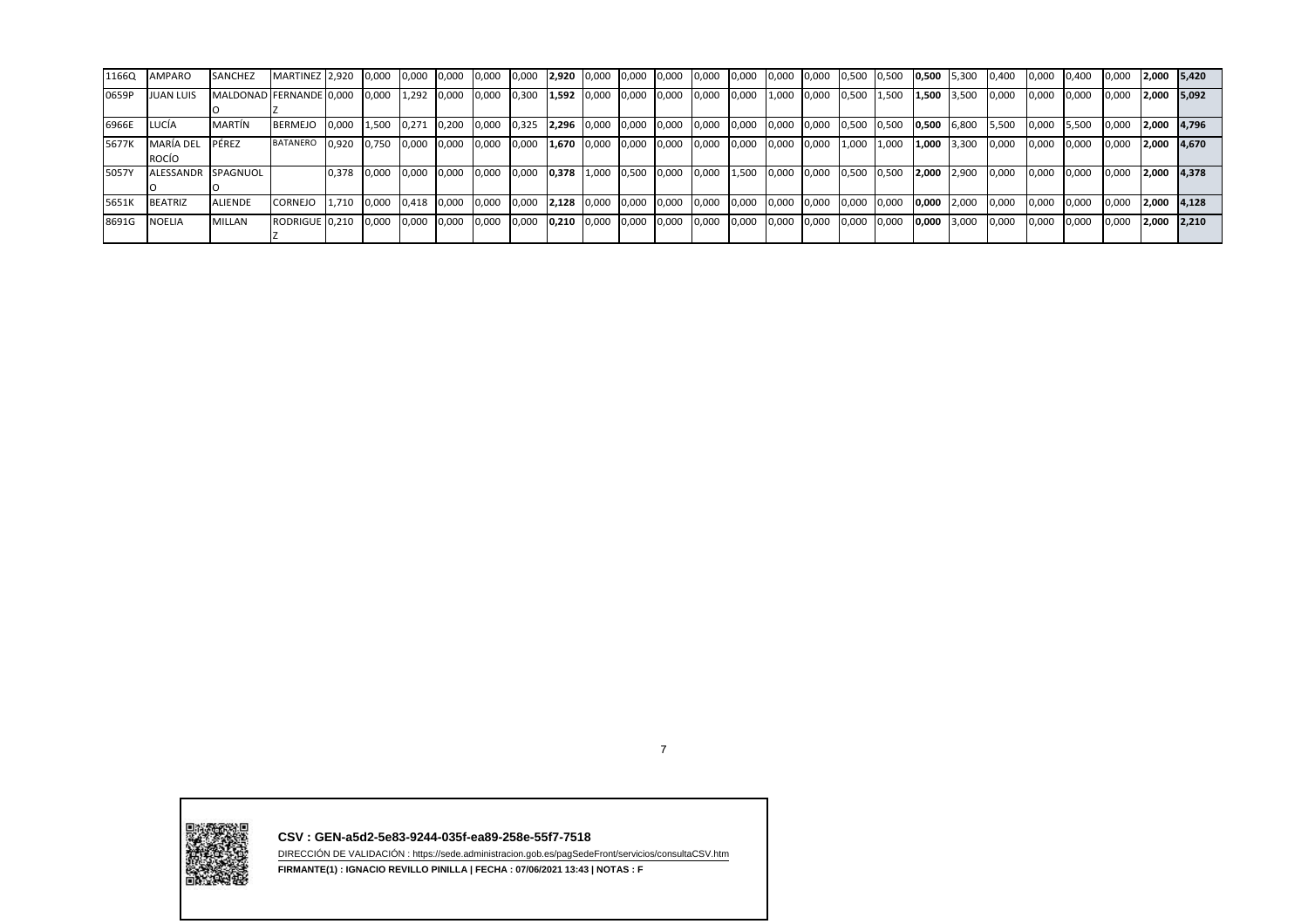| | | | | | | | | | | | | | | | | | | | | | | | | | | | | | | |
|---|---|---|---|---|---|---|---|---|---|---|---|---|---|---|---|---|---|---|---|---|---|---|---|---|---|---|---|---|---|---|
| 1166Q | AMPARO | SANCHEZ | MARTINEZ | 2,920 | 0,000 | 0,000 | 0,000 | 0,000 | 0,000 | **2,920** | 0,000 | 0,000 | 0,000 | 0,000 | 0,000 | 0,000 | 0,000 | 0,500 | 0,500 | **0,500** | 5,300 | 0,400 | 0,000 | 0,400 | 0,000 | **2,000** | **5,420** |
| 0659P | JUAN LUIS | MALDONADO | FERNANDEZ | 0,000 | 0,000 | 1,292 | 0,000 | 0,000 | 0,300 | **1,592** | 0,000 | 0,000 | 0,000 | 0,000 | 0,000 | 1,000 | 0,000 | 0,500 | 1,500 | **1,500** | 3,500 | 0,000 | 0,000 | 0,000 | 0,000 | **2,000** | **5,092** |
| 6966E | LUCÍA | MARTÍN | BERMEJO | 0,000 | 1,500 | 0,271 | 0,200 | 0,000 | 0,325 | **2,296** | 0,000 | 0,000 | 0,000 | 0,000 | 0,000 | 0,000 | 0,000 | 0,500 | 0,500 | **0,500** | 6,800 | 5,500 | 0,000 | 5,500 | 0,000 | **2,000** | **4,796** |
| 5677K | MARÍA DEL ROCÍO | PÉREZ | BATANERO | 0,920 | 0,750 | 0,000 | 0,000 | 0,000 | 0,000 | **1,670** | 0,000 | 0,000 | 0,000 | 0,000 | 0,000 | 0,000 | 0,000 | 1,000 | 1,000 | **1,000** | 3,300 | 0,000 | 0,000 | 0,000 | 0,000 | **2,000** | **4,670** |
| 5057Y | ALESSANDRO | SPAGNUOLO | | 0,378 | 0,000 | 0,000 | 0,000 | 0,000 | 0,000 | **0,378** | 1,000 | 0,500 | 0,000 | 0,000 | 1,500 | 0,000 | 0,000 | 0,500 | 0,500 | **2,000** | 2,900 | 0,000 | 0,000 | 0,000 | 0,000 | **2,000** | **4,378** |
| 5651K | BEATRIZ | ALIENDE | CORNEJO | 1,710 | 0,000 | 0,418 | 0,000 | 0,000 | 0,000 | **2,128** | 0,000 | 0,000 | 0,000 | 0,000 | 0,000 | 0,000 | 0,000 | 0,000 | 0,000 | **0,000** | 2,000 | 0,000 | 0,000 | 0,000 | 0,000 | **2,000** | **4,128** |
| 8691G | NOELIA | MILLAN | RODRIGUEZ | 0,210 | 0,000 | 0,000 | 0,000 | 0,000 | 0,000 | **0,210** | 0,000 | 0,000 | 0,000 | 0,000 | 0,000 | 0,000 | 0,000 | 0,000 | 0,000 | **0,000** | 3,000 | 0,000 | 0,000 | 0,000 | 0,000 | **2,000** | **2,210** |

**CSV : GEN-a5d2-5e83-9244-035f-ea89-258e-55f7-7518**

DIRECCIÓN DE VALIDACIÓN : https://sede.administracion.gob.es/pagSedeFront/servicios/consultaCSV.htm

**FIRMANTE(1) : IGNACIO REVILLO PINILLA | FECHA : 07/06/2021 13:43 | NOTAS : F**